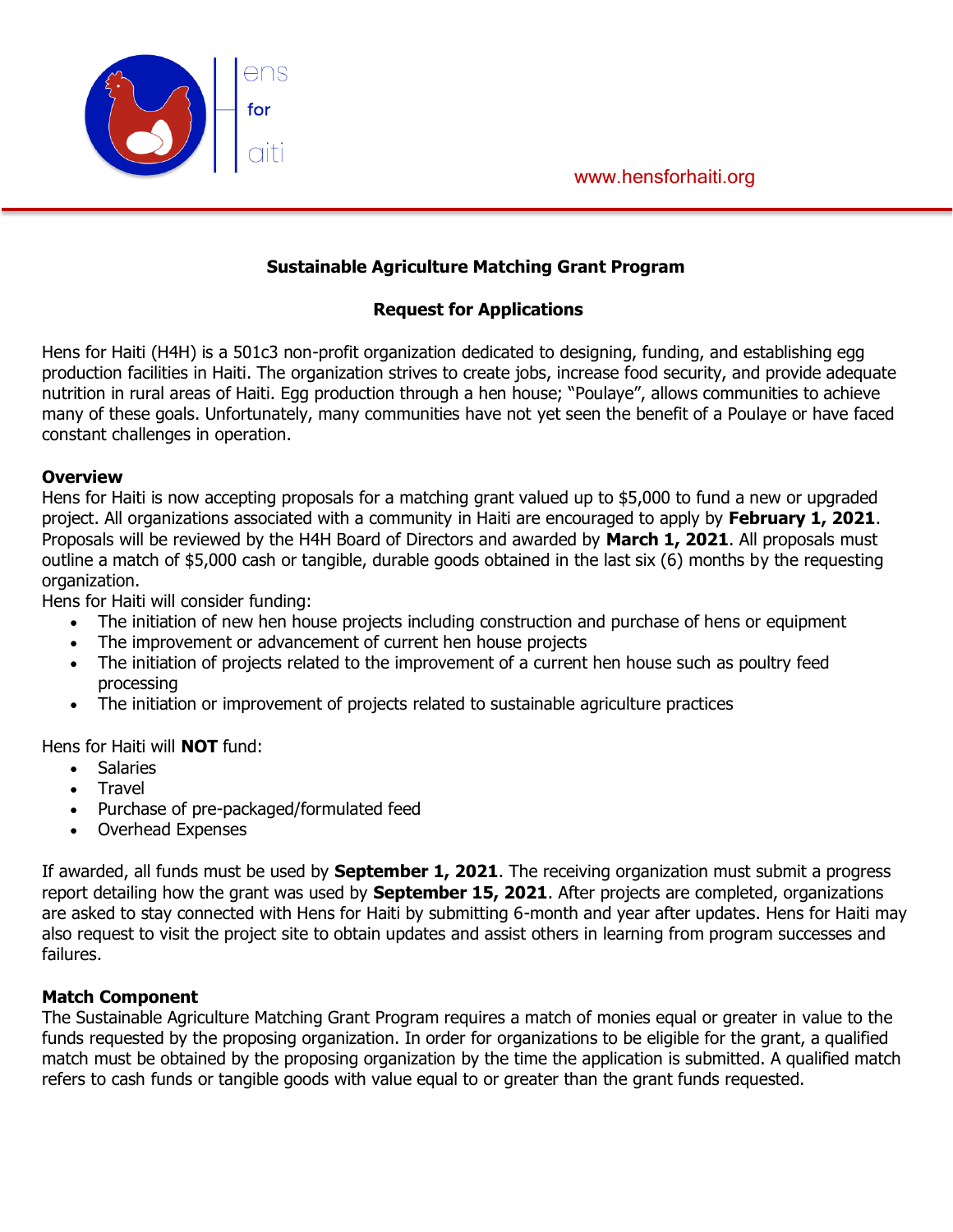Hens for Haiti

www.hensforhaiti.org

## Sustainable Agriculture Matching Grant Program

## Request for Applications

Hens for Haiti (H4H) is a 501c3 non-profit organization dedicated to designing, funding, and establishing egg production facilities in Haiti. The organization strives to create jobs, increase food security, and provide adequate nutrition in rural areas of Haiti. Egg production through a hen house; "Poulaye", allows communities to achieve many of these goals. Unfortunately, many communities have not yet seen the benefit of a Poulaye or have faced constant challenges in operation.

### Overview

Hens for Haiti is now accepting proposals for a matching grant valued up to $5,000 to fund a new or upgraded project. All organizations associated with a community in Haiti are encouraged to apply by **February 1, 2021**. Proposals will be reviewed by the H4H Board of Directors and awarded by **March 1, 2021**. All proposals must outline a match of $5,000 cash or tangible, durable goods obtained in the last six (6) months by the requesting organization.

Hens for Haiti will consider funding:

- The initiation of new hen house projects including construction and purchase of hens or equipment
- The improvement or advancement of current hen house projects
- The initiation of projects related to the improvement of a current hen house such as poultry feed processing
- The initiation or improvement of projects related to sustainable agriculture practices

Hens for Haiti will **NOT** fund:

- Salaries
- Travel
- Purchase of pre-packaged/formulated feed
- Overhead Expenses

If awarded, all funds must be used by **September 1, 2021**. The receiving organization must submit a progress report detailing how the grant was used by **September 15, 2021**. After projects are completed, organizations are asked to stay connected with Hens for Haiti by submitting 6-month and year after updates. Hens for Haiti may also request to visit the project site to obtain updates and assist others in learning from program successes and failures.

### Match Component

The Sustainable Agriculture Matching Grant Program requires a match of monies equal or greater in value to the funds requested by the proposing organization. In order for organizations to be eligible for the grant, a qualified match must be obtained by the proposing organization by the time the application is submitted. A qualified match refers to cash funds or tangible goods with value equal to or greater than the grant funds requested.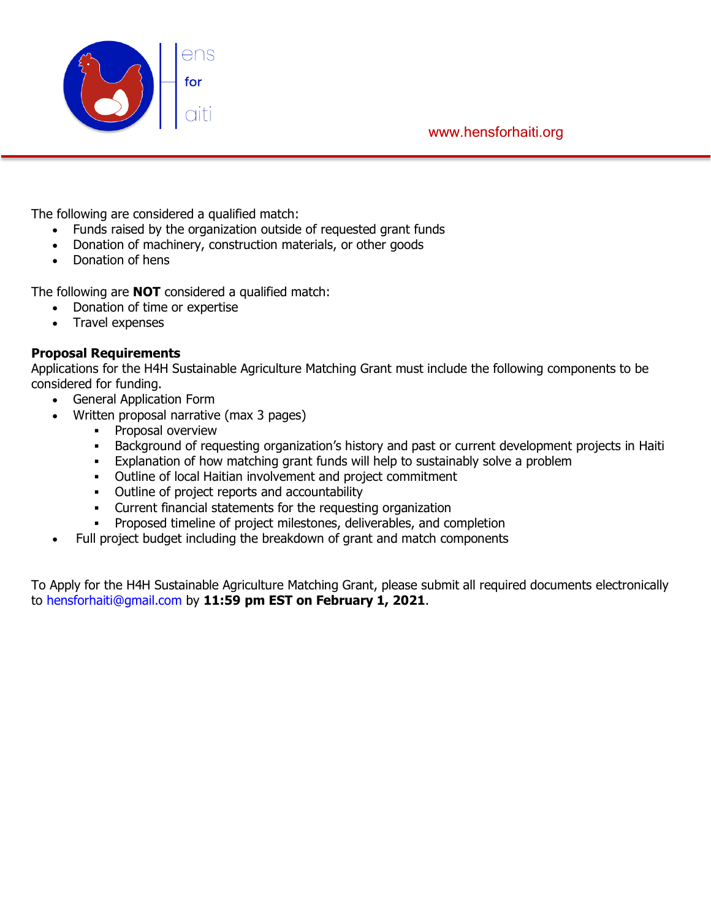The following are considered a qualified match:

- Funds raised by the organization outside of requested grant funds
- Donation of machinery, construction materials, or other goods
- Donation of hens

The following are **NOT** considered a qualified match:

- Donation of time or expertise
- Travel expenses

**Proposal Requirements**

Applications for the H4H Sustainable Agriculture Matching Grant must include the following components to be considered for funding.

- General Application Form
- Written proposal narrative (max 3 pages)
  - Proposal overview
  - Background of requesting organization's history and past or current development projects in Haiti
  - Explanation of how matching grant funds will help to sustainably solve a problem
  - Outline of local Haitian involvement and project commitment
  - Outline of project reports and accountability
  - Current financial statements for the requesting organization
  - Proposed timeline of project milestones, deliverables, and completion
- Full project budget including the breakdown of grant and match components

To Apply for the H4H Sustainable Agriculture Matching Grant, please submit all required documents electronically to hensforhaiti@gmail.com by **11:59 pm EST on February 1, 2021**.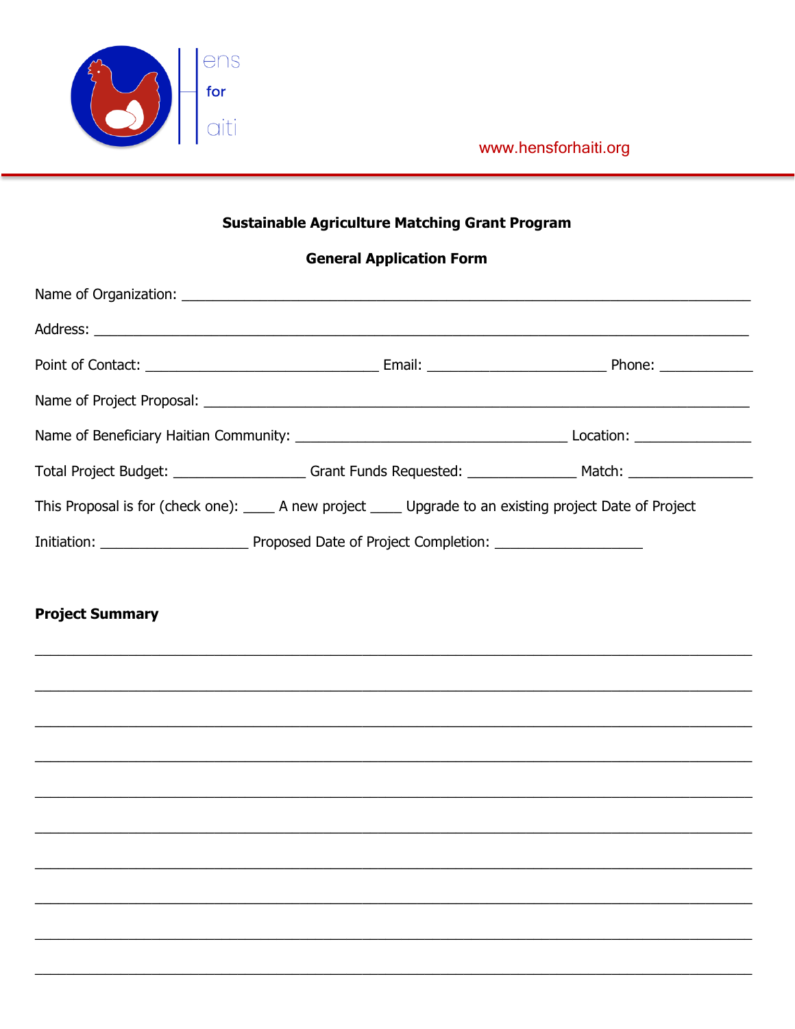www.hensforhaiti.org

**Sustainable Agriculture Matching Grant Program**

**General Application Form**

Name of Organization: ___________________________________________________________________

Address: _______________________________________________________________________

Point of Contact: ____________________________ Email: ______________________ Phone: ___________

Name of Project Proposal: _________________________________________________________________

Name of Beneficiary Haitian Community: ___________________________________ Location: ______________

Total Project Budget: ________________ Grant Funds Requested: ______________ Match: ________________

This Proposal is for (check one): ____ A new project ____ Upgrade to an existing project Date of Project

Initiation: ___________________ Proposed Date of Project Completion: ___________________

**Project Summary**

_____________________________________________________________________________________

_____________________________________________________________________________________

_____________________________________________________________________________________

_____________________________________________________________________________________

_____________________________________________________________________________________

_____________________________________________________________________________________

_____________________________________________________________________________________

_____________________________________________________________________________________

_____________________________________________________________________________________

_____________________________________________________________________________________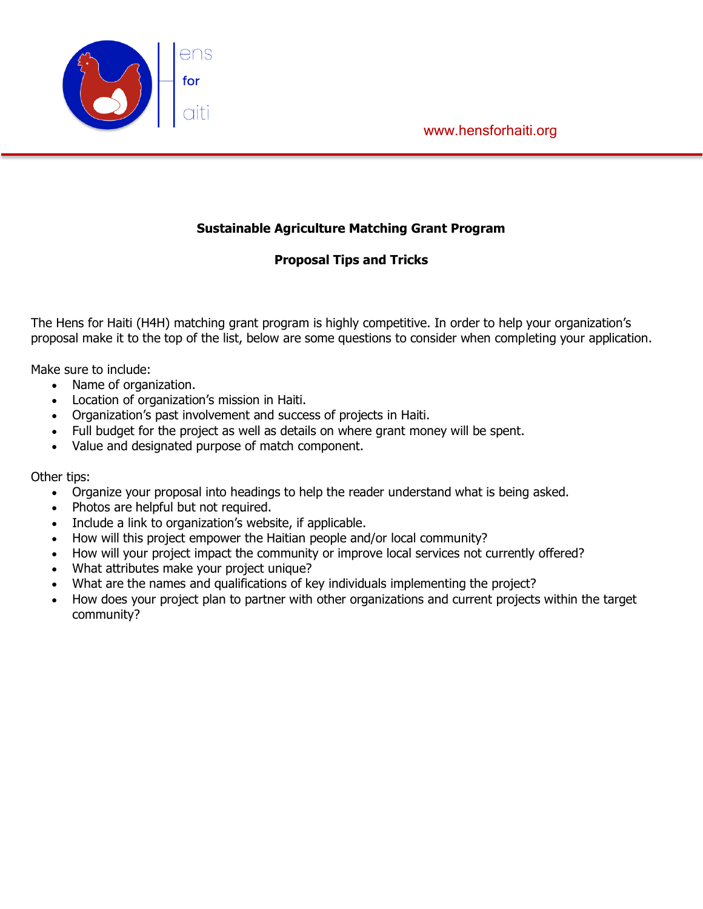www.hensforhaiti.org

## Sustainable Agriculture Matching Grant Program

## Proposal Tips and Tricks

The Hens for Haiti (H4H) matching grant program is highly competitive. In order to help your organization's proposal make it to the top of the list, below are some questions to consider when completing your application.

Make sure to include:

- Name of organization.
- Location of organization's mission in Haiti.
- Organization's past involvement and success of projects in Haiti.
- Full budget for the project as well as details on where grant money will be spent.
- Value and designated purpose of match component.

Other tips:

- Organize your proposal into headings to help the reader understand what is being asked.
- Photos are helpful but not required.
- Include a link to organization's website, if applicable.
- How will this project empower the Haitian people and/or local community?
- How will your project impact the community or improve local services not currently offered?
- What attributes make your project unique?
- What are the names and qualifications of key individuals implementing the project?
- How does your project plan to partner with other organizations and current projects within the target community?